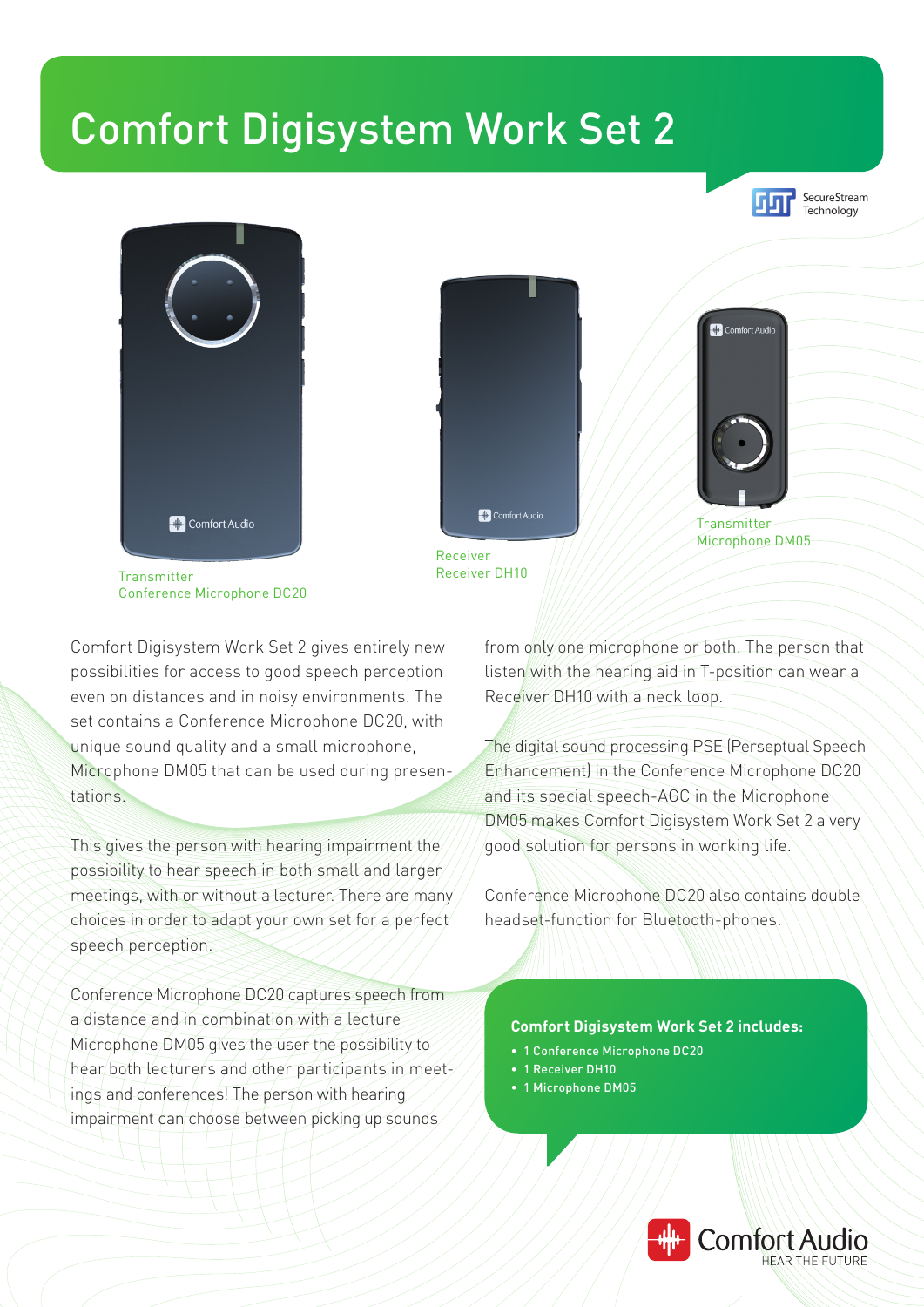# Comfort Digisystem Work Set 2

SecureStream Technology

Transmitter
Conference Microphone DC20

Receiver
Receiver DH10

Transmitter
Microphone DM05

Comfort Digisystem Work Set 2 gives entirely new possibilities for access to good speech perception even on distances and in noisy environments. The set contains a Conference Microphone DC20, with unique sound quality and a small microphone, Microphone DM05 that can be used during presentations.

This gives the person with hearing impairment the possibility to hear speech in both small and larger meetings, with or without a lecturer. There are many choices in order to adapt your own set for a perfect speech perception.

Conference Microphone DC20 captures speech from a distance and in combination with a lecture Microphone DM05 gives the user the possibility to hear both lecturers and other participants in meetings and conferences! The person with hearing impairment can choose between picking up sounds from only one microphone or both. The person that listen with the hearing aid in T-position can wear a Receiver DH10 with a neck loop.

The digital sound processing PSE (Perseptual Speech Enhancement) in the Conference Microphone DC20 and its special speech-AGC in the Microphone DM05 makes Comfort Digisystem Work Set 2 a very good solution for persons in working life.

Conference Microphone DC20 also contains double headset-function for Bluetooth-phones.

**Comfort Digisystem Work Set 2 includes:**

- 1 Conference Microphone DC20
- 1 Receiver DH10
- 1 Microphone DM05

Comfort Audio
HEAR THE FUTURE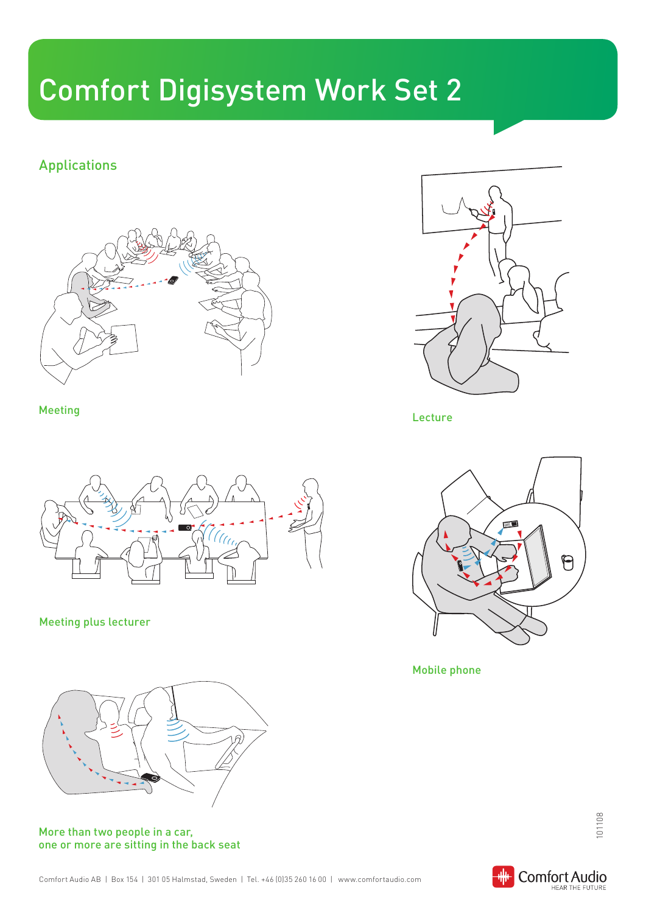# Comfort Digisystem Work Set 2

## Applications

Meeting

Lecture

Meeting plus lecturer

Mobile phone

More than two people in a car,
one or more are sitting in the back seat

101108

Comfort Audio AB | Box 154 | 301 05 Halmstad, Sweden | Tel. +46 (0)35 260 16 00 | www.comfortaudio.com

Comfort Audio
HEAR THE FUTURE